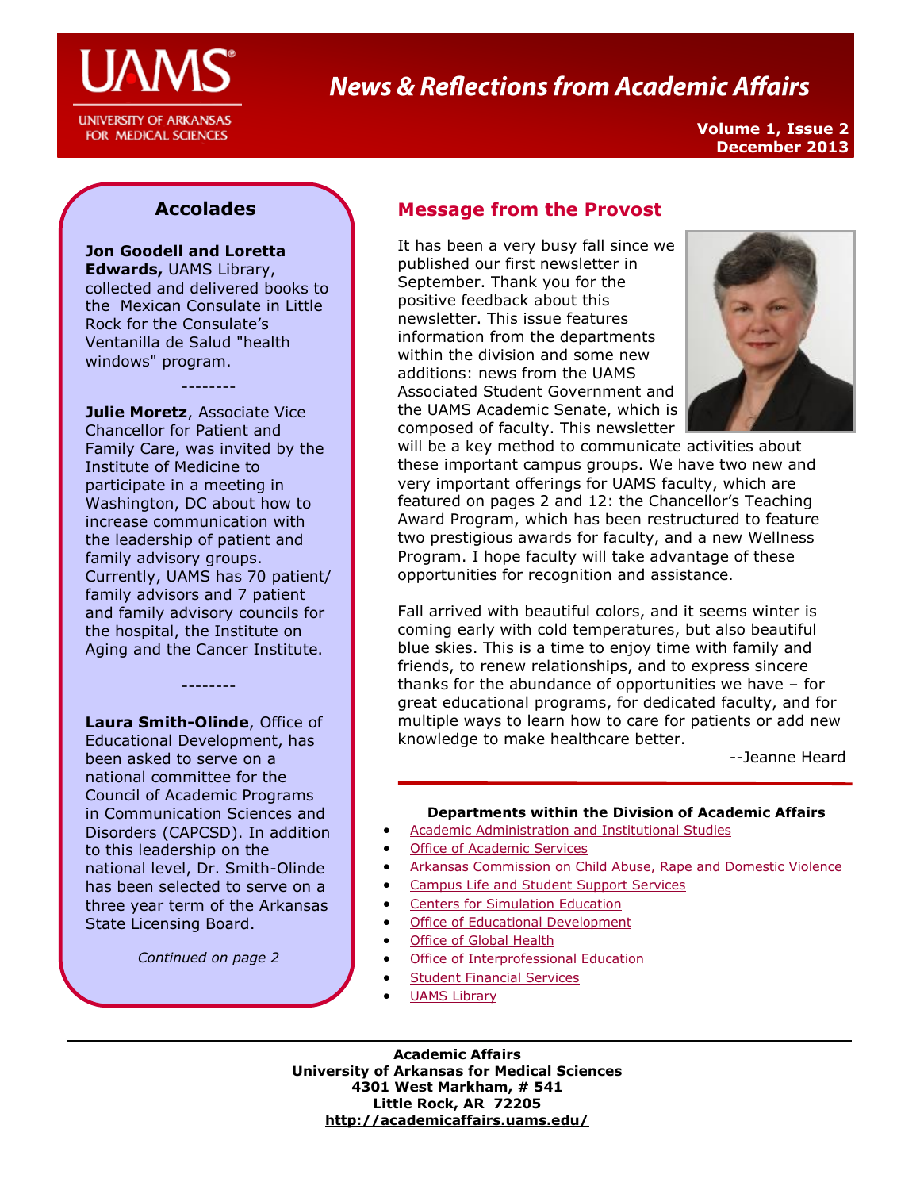# News & Reflections from Academic Affairs

**Volume 1, Issue 2**
**December 2013**

UAMS
UNIVERSITY OF ARKANSAS FOR MEDICAL SCIENCES

## Accolades

**Jon Goodell and Loretta Edwards,** UAMS Library, collected and delivered books to the Mexican Consulate in Little Rock for the Consulate's Ventanilla de Salud "health windows" program.

--------

**Julie Moretz**, Associate Vice Chancellor for Patient and Family Care, was invited by the Institute of Medicine to participate in a meeting in Washington, DC about how to increase communication with the leadership of patient and family advisory groups. Currently, UAMS has 70 patient/family advisors and 7 patient and family advisory councils for the hospital, the Institute on Aging and the Cancer Institute.

--------

**Laura Smith-Olinde**, Office of Educational Development, has been asked to serve on a national committee for the Council of Academic Programs in Communication Sciences and Disorders (CAPCSD). In addition to this leadership on the national level, Dr. Smith-Olinde has been selected to serve on a three year term of the Arkansas State Licensing Board.

*Continued on page 2*

## Message from the Provost

It has been a very busy fall since we published our first newsletter in September. Thank you for the positive feedback about this newsletter. This issue features information from the departments within the division and some new additions: news from the UAMS Associated Student Government and the UAMS Academic Senate, which is composed of faculty. This newsletter will be a key method to communicate activities about these important campus groups. We have two new and very important offerings for UAMS faculty, which are featured on pages 2 and 12: the Chancellor's Teaching Award Program, which has been restructured to feature two prestigious awards for faculty, and a new Wellness Program. I hope faculty will take advantage of these opportunities for recognition and assistance.

Fall arrived with beautiful colors, and it seems winter is coming early with cold temperatures, but also beautiful blue skies. This is a time to enjoy time with family and friends, to renew relationships, and to express sincere thanks for the abundance of opportunities we have – for great educational programs, for dedicated faculty, and for multiple ways to learn how to care for patients or add new knowledge to make healthcare better.

--Jeanne Heard

**Departments within the Division of Academic Affairs**

- Academic Administration and Institutional Studies
- Office of Academic Services
- Arkansas Commission on Child Abuse, Rape and Domestic Violence
- Campus Life and Student Support Services
- Centers for Simulation Education
- Office of Educational Development
- Office of Global Health
- Office of Interprofessional Education
- Student Financial Services
- UAMS Library

**Academic Affairs**
**University of Arkansas for Medical Sciences**
**4301 West Markham, # 541**
**Little Rock, AR 72205**
**http://academicaffairs.uams.edu/**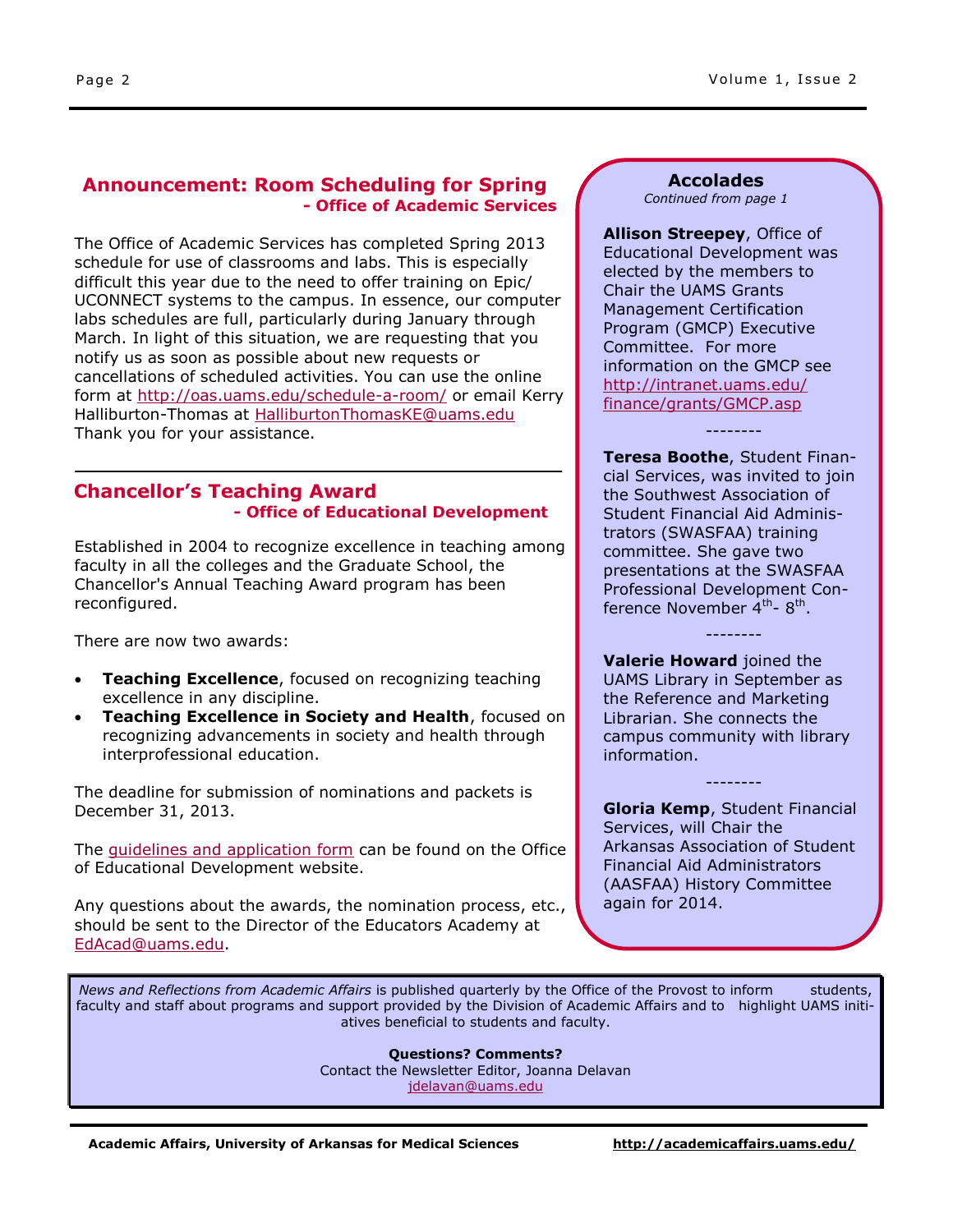## Announcement: Room Scheduling for Spring
**- Office of Academic Services**

The Office of Academic Services has completed Spring 2013 schedule for use of classrooms and labs. This is especially difficult this year due to the need to offer training on Epic/ UCONNECT systems to the campus. In essence, our computer labs schedules are full, particularly during January through March. In light of this situation, we are requesting that you notify us as soon as possible about new requests or cancellations of scheduled activities. You can use the online form at http://oas.uams.edu/schedule-a-room/ or email Kerry Halliburton-Thomas at HalliburtonThomasKE@uams.edu Thank you for your assistance.

## Chancellor's Teaching Award
**- Office of Educational Development**

Established in 2004 to recognize excellence in teaching among faculty in all the colleges and the Graduate School, the Chancellor's Annual Teaching Award program has been reconfigured.

There are now two awards:

- **Teaching Excellence**, focused on recognizing teaching excellence in any discipline.
- **Teaching Excellence in Society and Health**, focused on recognizing advancements in society and health through interprofessional education.

The deadline for submission of nominations and packets is December 31, 2013.

The guidelines and application form can be found on the Office of Educational Development website.

Any questions about the awards, the nomination process, etc., should be sent to the Director of the Educators Academy at EdAcad@uams.edu.

## Accolades
*Continued from page 1*

**Allison Streepey**, Office of Educational Development was elected by the members to Chair the UAMS Grants Management Certification Program (GMCP) Executive Committee. For more information on the GMCP see http://intranet.uams.edu/finance/grants/GMCP.asp

--------

**Teresa Boothe**, Student Financial Services, was invited to join the Southwest Association of Student Financial Aid Administrators (SWASFAA) training committee. She gave two presentations at the SWASFAA Professional Development Conference November 4th- 8th.

--------

**Valerie Howard** joined the UAMS Library in September as the Reference and Marketing Librarian. She connects the campus community with library information.

--------

**Gloria Kemp**, Student Financial Services, will Chair the Arkansas Association of Student Financial Aid Administrators (AASFAA) History Committee again for 2014.

*News and Reflections from Academic Affairs* is published quarterly by the Office of the Provost to inform students, faculty and staff about programs and support provided by the Division of Academic Affairs and to highlight UAMS initiatives beneficial to students and faculty.

**Questions? Comments?**
Contact the Newsletter Editor, Joanna Delavan
jdelavan@uams.edu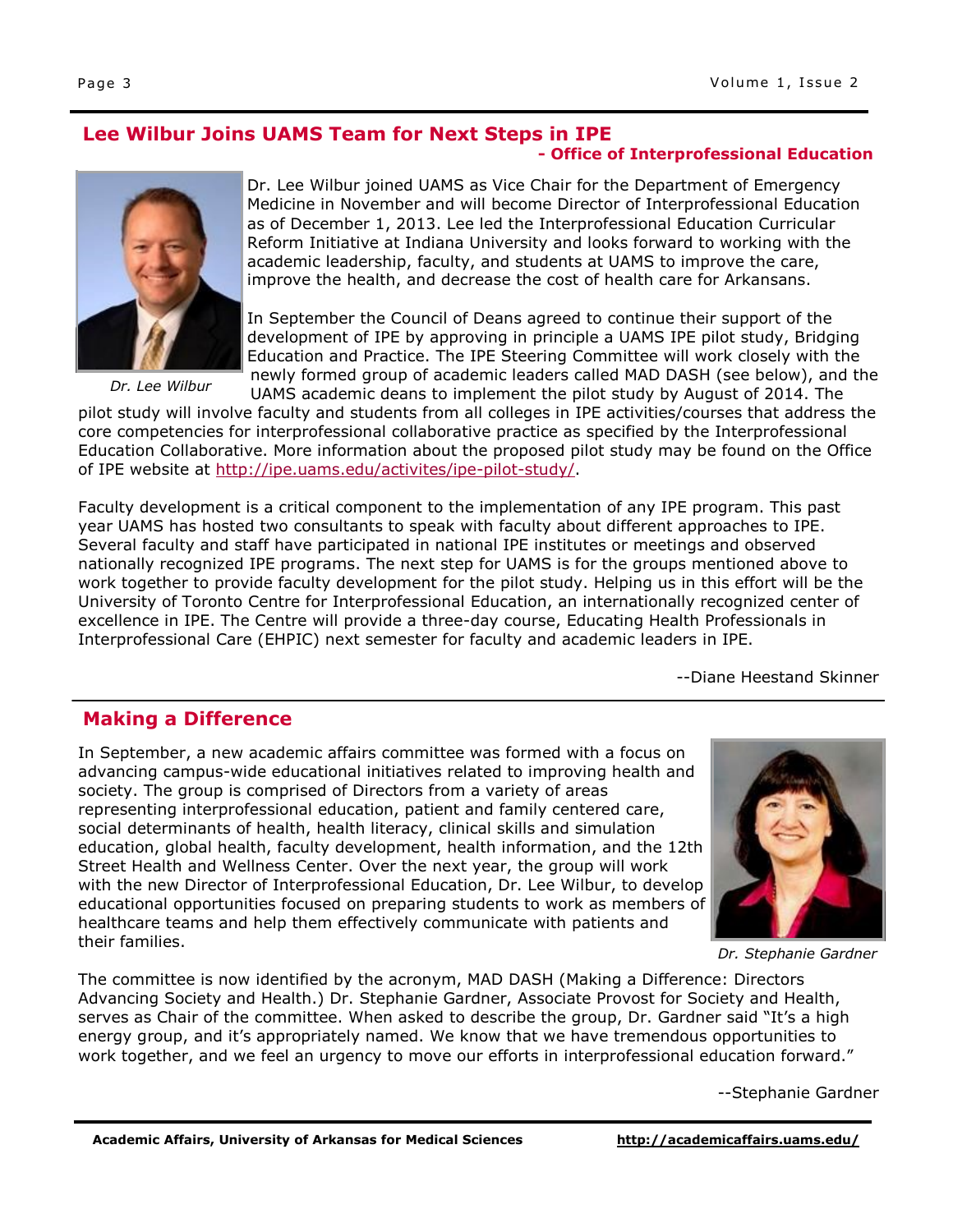## Lee Wilbur Joins UAMS Team for Next Steps in IPE

**- Office of Interprofessional Education**

*Dr. Lee Wilbur*

Dr. Lee Wilbur joined UAMS as Vice Chair for the Department of Emergency Medicine in November and will become Director of Interprofessional Education as of December 1, 2013. Lee led the Interprofessional Education Curricular Reform Initiative at Indiana University and looks forward to working with the academic leadership, faculty, and students at UAMS to improve the care, improve the health, and decrease the cost of health care for Arkansans.

In September the Council of Deans agreed to continue their support of the development of IPE by approving in principle a UAMS IPE pilot study, Bridging Education and Practice. The IPE Steering Committee will work closely with the newly formed group of academic leaders called MAD DASH (see below), and the UAMS academic deans to implement the pilot study by August of 2014. The pilot study will involve faculty and students from all colleges in IPE activities/courses that address the core competencies for interprofessional collaborative practice as specified by the Interprofessional Education Collaborative. More information about the proposed pilot study may be found on the Office of IPE website at http://ipe.uams.edu/activites/ipe-pilot-study/.

Faculty development is a critical component to the implementation of any IPE program. This past year UAMS has hosted two consultants to speak with faculty about different approaches to IPE. Several faculty and staff have participated in national IPE institutes or meetings and observed nationally recognized IPE programs. The next step for UAMS is for the groups mentioned above to work together to provide faculty development for the pilot study. Helping us in this effort will be the University of Toronto Centre for Interprofessional Education, an internationally recognized center of excellence in IPE. The Centre will provide a three-day course, Educating Health Professionals in Interprofessional Care (EHPIC) next semester for faculty and academic leaders in IPE.

--Diane Heestand Skinner

## Making a Difference

In September, a new academic affairs committee was formed with a focus on advancing campus-wide educational initiatives related to improving health and society. The group is comprised of Directors from a variety of areas representing interprofessional education, patient and family centered care, social determinants of health, health literacy, clinical skills and simulation education, global health, faculty development, health information, and the 12th Street Health and Wellness Center. Over the next year, the group will work with the new Director of Interprofessional Education, Dr. Lee Wilbur, to develop educational opportunities focused on preparing students to work as members of healthcare teams and help them effectively communicate with patients and their families.

*Dr. Stephanie Gardner*

The committee is now identified by the acronym, MAD DASH (Making a Difference: Directors Advancing Society and Health.) Dr. Stephanie Gardner, Associate Provost for Society and Health, serves as Chair of the committee. When asked to describe the group, Dr. Gardner said "It's a high energy group, and it's appropriately named. We know that we have tremendous opportunities to work together, and we feel an urgency to move our efforts in interprofessional education forward."

--Stephanie Gardner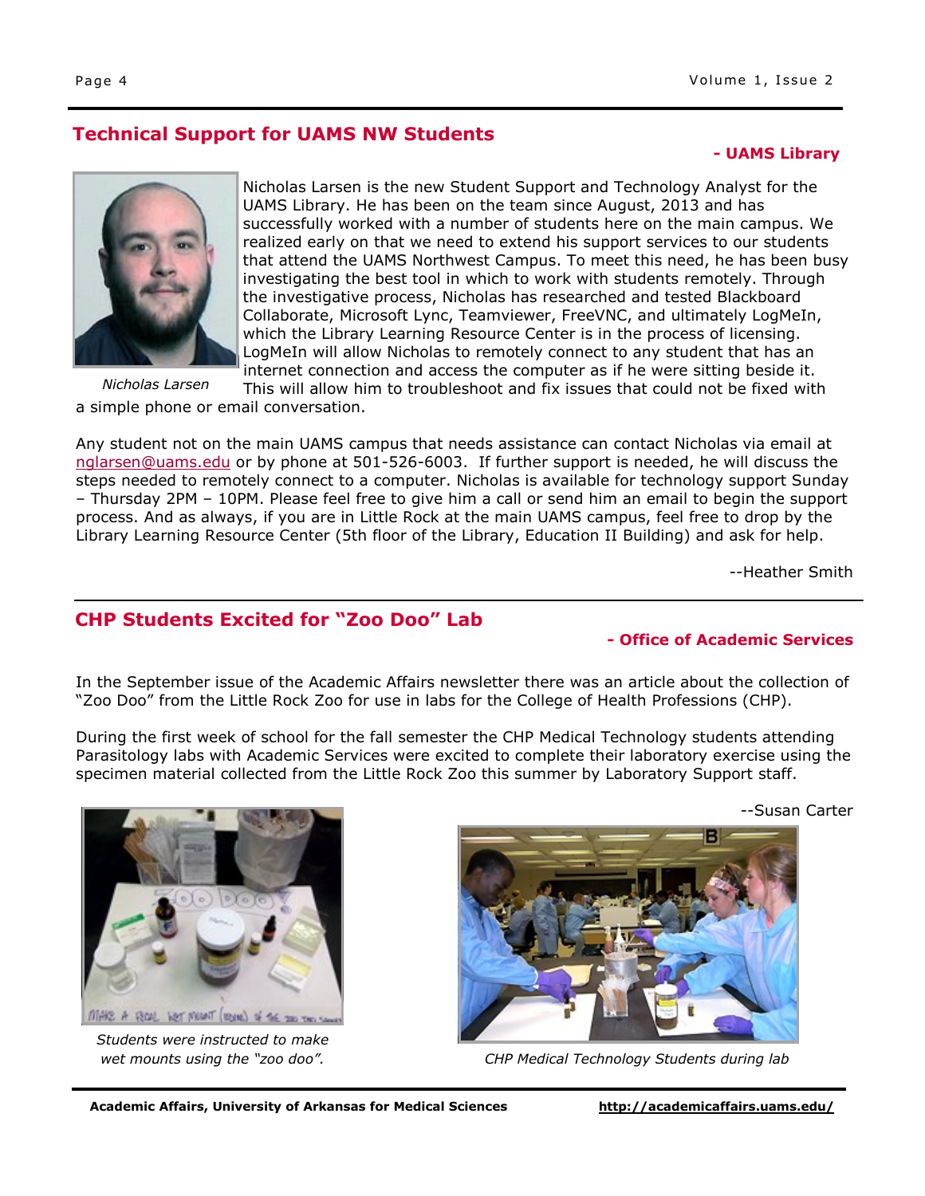## Technical Support for UAMS NW Students

**- UAMS Library**

*Nicholas Larsen*

Nicholas Larsen is the new Student Support and Technology Analyst for the UAMS Library. He has been on the team since August, 2013 and has successfully worked with a number of students here on the main campus. We realized early on that we need to extend his support services to our students that attend the UAMS Northwest Campus. To meet this need, he has been busy investigating the best tool in which to work with students remotely. Through the investigative process, Nicholas has researched and tested Blackboard Collaborate, Microsoft Lync, Teamviewer, FreeVNC, and ultimately LogMeIn, which the Library Learning Resource Center is in the process of licensing. LogMeIn will allow Nicholas to remotely connect to any student that has an internet connection and access the computer as if he were sitting beside it. This will allow him to troubleshoot and fix issues that could not be fixed with a simple phone or email conversation.

Any student not on the main UAMS campus that needs assistance can contact Nicholas via email at nglarsen@uams.edu or by phone at 501-526-6003. If further support is needed, he will discuss the steps needed to remotely connect to a computer. Nicholas is available for technology support Sunday – Thursday 2PM – 10PM. Please feel free to give him a call or send him an email to begin the support process. And as always, if you are in Little Rock at the main UAMS campus, feel free to drop by the Library Learning Resource Center (5th floor of the Library, Education II Building) and ask for help.

--Heather Smith

## CHP Students Excited for "Zoo Doo" Lab

**- Office of Academic Services**

In the September issue of the Academic Affairs newsletter there was an article about the collection of "Zoo Doo" from the Little Rock Zoo for use in labs for the College of Health Professions (CHP).

During the first week of school for the fall semester the CHP Medical Technology students attending Parasitology labs with Academic Services were excited to complete their laboratory exercise using the specimen material collected from the Little Rock Zoo this summer by Laboratory Support staff.

--Susan Carter

*Students were instructed to make wet mounts using the "zoo doo".*

*CHP Medical Technology Students during lab*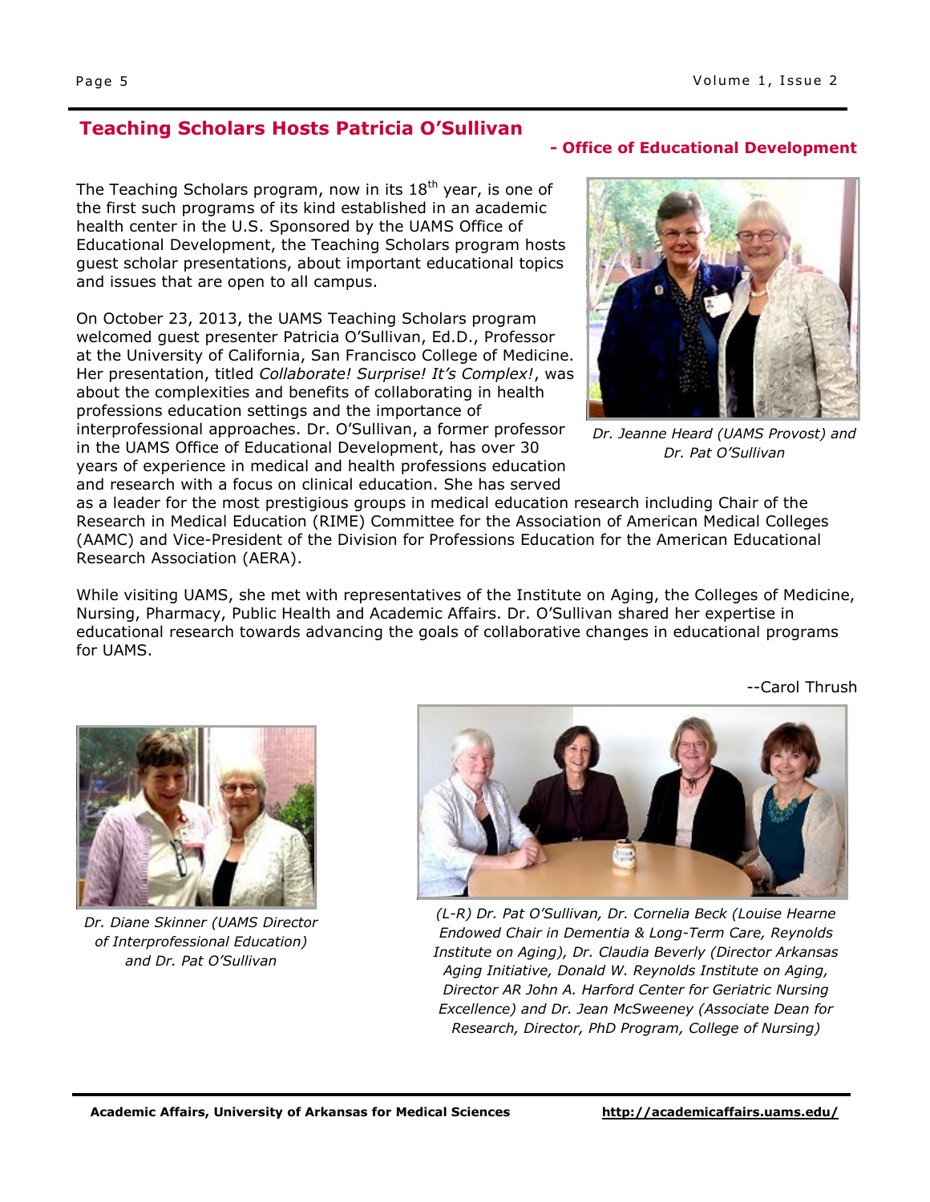## Teaching Scholars Hosts Patricia O'Sullivan

**- Office of Educational Development**

The Teaching Scholars program, now in its 18th year, is one of the first such programs of its kind established in an academic health center in the U.S. Sponsored by the UAMS Office of Educational Development, the Teaching Scholars program hosts guest scholar presentations, about important educational topics and issues that are open to all campus.

On October 23, 2013, the UAMS Teaching Scholars program welcomed guest presenter Patricia O'Sullivan, Ed.D., Professor at the University of California, San Francisco College of Medicine. Her presentation, titled *Collaborate! Surprise! It's Complex!*, was about the complexities and benefits of collaborating in health professions education settings and the importance of interprofessional approaches. Dr. O'Sullivan, a former professor in the UAMS Office of Educational Development, has over 30 years of experience in medical and health professions education and research with a focus on clinical education. She has served as a leader for the most prestigious groups in medical education research including Chair of the Research in Medical Education (RIME) Committee for the Association of American Medical Colleges (AAMC) and Vice-President of the Division for Professions Education for the American Educational Research Association (AERA).

*Dr. Jeanne Heard (UAMS Provost) and Dr. Pat O'Sullivan*

While visiting UAMS, she met with representatives of the Institute on Aging, the Colleges of Medicine, Nursing, Pharmacy, Public Health and Academic Affairs. Dr. O'Sullivan shared her expertise in educational research towards advancing the goals of collaborative changes in educational programs for UAMS.

--Carol Thrush

*Dr. Diane Skinner (UAMS Director of Interprofessional Education) and Dr. Pat O'Sullivan*

*(L-R) Dr. Pat O'Sullivan, Dr. Cornelia Beck (Louise Hearne Endowed Chair in Dementia & Long-Term Care, Reynolds Institute on Aging), Dr. Claudia Beverly (Director Arkansas Aging Initiative, Donald W. Reynolds Institute on Aging, Director AR John A. Harford Center for Geriatric Nursing Excellence) and Dr. Jean McSweeney (Associate Dean for Research, Director, PhD Program, College of Nursing)*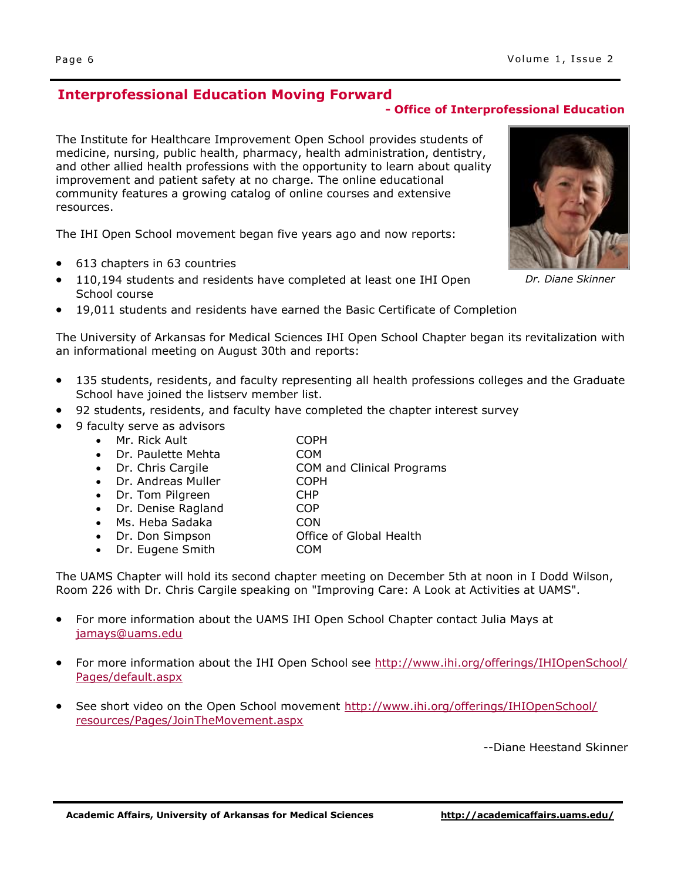## Interprofessional Education Moving Forward

**- Office of Interprofessional Education**

The Institute for Healthcare Improvement Open School provides students of medicine, nursing, public health, pharmacy, health administration, dentistry, and other allied health professions with the opportunity to learn about quality improvement and patient safety at no charge. The online educational community features a growing catalog of online courses and extensive resources.

*Dr. Diane Skinner*

The IHI Open School movement began five years ago and now reports:

- 613 chapters in 63 countries
- 110,194 students and residents have completed at least one IHI Open School course
- 19,011 students and residents have earned the Basic Certificate of Completion

The University of Arkansas for Medical Sciences IHI Open School Chapter began its revitalization with an informational meeting on August 30th and reports:

- 135 students, residents, and faculty representing all health professions colleges and the Graduate School have joined the listserv member list.
- 92 students, residents, and faculty have completed the chapter interest survey
- 9 faculty serve as advisors
  - Mr. Rick Ault — COPH
  - Dr. Paulette Mehta — COM
  - Dr. Chris Cargile — COM and Clinical Programs
  - Dr. Andreas Muller — COPH
  - Dr. Tom Pilgreen — CHP
  - Dr. Denise Ragland — COP
  - Ms. Heba Sadaka — CON
  - Dr. Don Simpson — Office of Global Health
  - Dr. Eugene Smith — COM

The UAMS Chapter will hold its second chapter meeting on December 5th at noon in I Dodd Wilson, Room 226 with Dr. Chris Cargile speaking on "Improving Care: A Look at Activities at UAMS".

- For more information about the UAMS IHI Open School Chapter contact Julia Mays at jamays@uams.edu
- For more information about the IHI Open School see http://www.ihi.org/offerings/IHIOpenSchool/Pages/default.aspx
- See short video on the Open School movement http://www.ihi.org/offerings/IHIOpenSchool/resources/Pages/JoinTheMovement.aspx

--Diane Heestand Skinner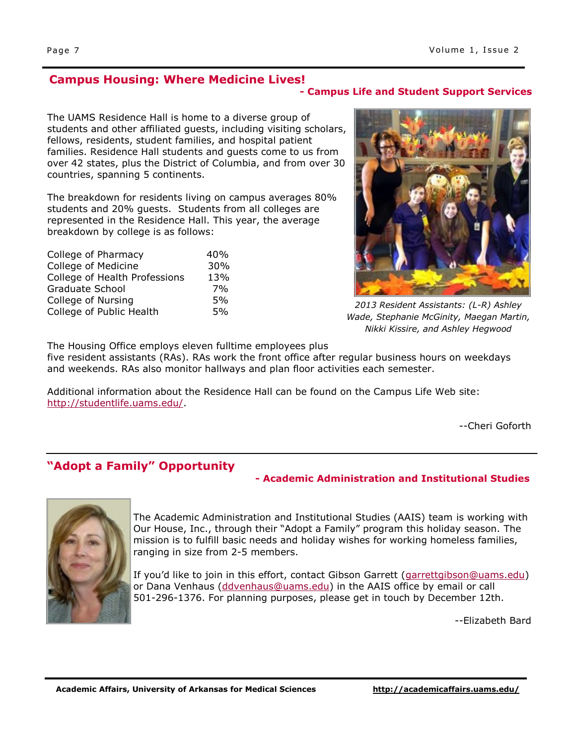## Campus Housing: Where Medicine Lives!

**- Campus Life and Student Support Services**

The UAMS Residence Hall is home to a diverse group of students and other affiliated guests, including visiting scholars, fellows, residents, student families, and hospital patient families. Residence Hall students and guests come to us from over 42 states, plus the District of Columbia, and from over 30 countries, spanning 5 continents.

The breakdown for residents living on campus averages 80% students and 20% guests. Students from all colleges are represented in the Residence Hall. This year, the average breakdown by college is as follows:

| | |
|---|---|
| College of Pharmacy | 40% |
| College of Medicine | 30% |
| College of Health Professions | 13% |
| Graduate School | 7% |
| College of Nursing | 5% |
| College of Public Health | 5% |

*2013 Resident Assistants: (L-R) Ashley Wade, Stephanie McGinity, Maegan Martin, Nikki Kissire, and Ashley Hegwood*

The Housing Office employs eleven fulltime employees plus five resident assistants (RAs). RAs work the front office after regular business hours on weekdays and weekends. RAs also monitor hallways and plan floor activities each semester.

Additional information about the Residence Hall can be found on the Campus Life Web site: http://studentlife.uams.edu/.

--Cheri Goforth

## "Adopt a Family" Opportunity

**- Academic Administration and Institutional Studies**

The Academic Administration and Institutional Studies (AAIS) team is working with Our House, Inc., through their "Adopt a Family" program this holiday season. The mission is to fulfill basic needs and holiday wishes for working homeless families, ranging in size from 2-5 members.

If you'd like to join in this effort, contact Gibson Garrett (garrettgibson@uams.edu) or Dana Venhaus (ddvenhaus@uams.edu) in the AAIS office by email or call 501-296-1376. For planning purposes, please get in touch by December 12th.

--Elizabeth Bard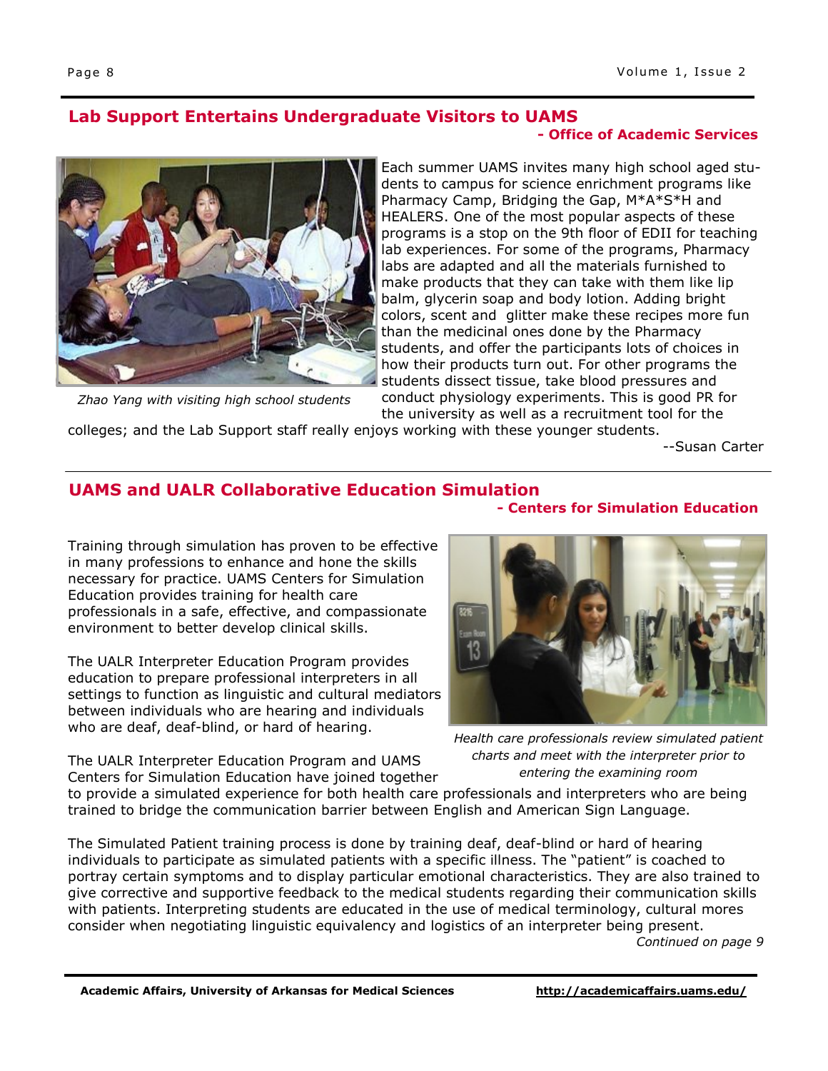## Lab Support Entertains Undergraduate Visitors to UAMS

**- Office of Academic Services**

*Zhao Yang with visiting high school students*

Each summer UAMS invites many high school aged students to campus for science enrichment programs like Pharmacy Camp, Bridging the Gap, M*A*S*H and HEALERS. One of the most popular aspects of these programs is a stop on the 9th floor of EDII for teaching lab experiences. For some of the programs, Pharmacy labs are adapted and all the materials furnished to make products that they can take with them like lip balm, glycerin soap and body lotion. Adding bright colors, scent and glitter make these recipes more fun than the medicinal ones done by the Pharmacy students, and offer the participants lots of choices in how their products turn out. For other programs the students dissect tissue, take blood pressures and conduct physiology experiments. This is good PR for the university as well as a recruitment tool for the colleges; and the Lab Support staff really enjoys working with these younger students.

--Susan Carter

## UAMS and UALR Collaborative Education Simulation

**- Centers for Simulation Education**

Training through simulation has proven to be effective in many professions to enhance and hone the skills necessary for practice. UAMS Centers for Simulation Education provides training for health care professionals in a safe, effective, and compassionate environment to better develop clinical skills.

The UALR Interpreter Education Program provides education to prepare professional interpreters in all settings to function as linguistic and cultural mediators between individuals who are hearing and individuals who are deaf, deaf-blind, or hard of hearing.

*Health care professionals review simulated patient charts and meet with the interpreter prior to entering the examining room*

The UALR Interpreter Education Program and UAMS Centers for Simulation Education have joined together to provide a simulated experience for both health care professionals and interpreters who are being trained to bridge the communication barrier between English and American Sign Language.

The Simulated Patient training process is done by training deaf, deaf-blind or hard of hearing individuals to participate as simulated patients with a specific illness. The "patient" is coached to portray certain symptoms and to display particular emotional characteristics. They are also trained to give corrective and supportive feedback to the medical students regarding their communication skills with patients. Interpreting students are educated in the use of medical terminology, cultural mores consider when negotiating linguistic equivalency and logistics of an interpreter being present.

*Continued on page 9*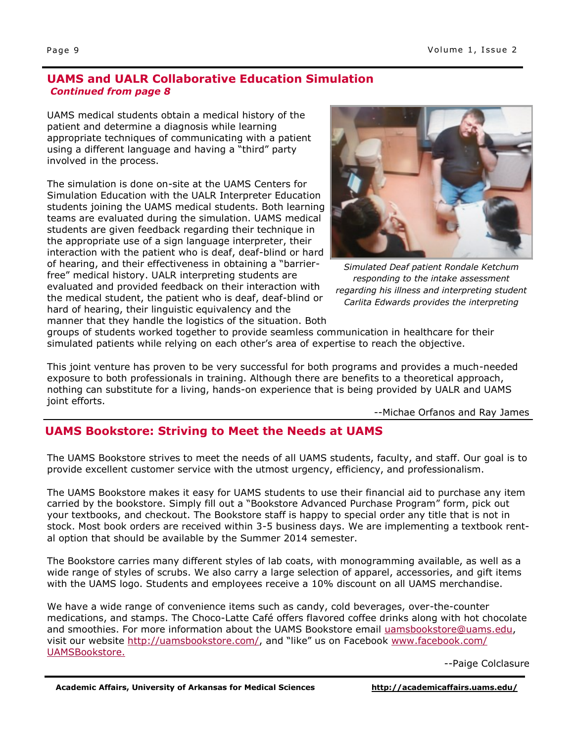## UAMS and UALR Collaborative Education Simulation

***Continued from page 8***

UAMS medical students obtain a medical history of the patient and determine a diagnosis while learning appropriate techniques of communicating with a patient using a different language and having a "third" party involved in the process.

The simulation is done on-site at the UAMS Centers for Simulation Education with the UALR Interpreter Education students joining the UAMS medical students. Both learning teams are evaluated during the simulation. UAMS medical students are given feedback regarding their technique in the appropriate use of a sign language interpreter, their interaction with the patient who is deaf, deaf-blind or hard of hearing, and their effectiveness in obtaining a "barrier-free" medical history. UALR interpreting students are evaluated and provided feedback on their interaction with the medical student, the patient who is deaf, deaf-blind or hard of hearing, their linguistic equivalency and the manner that they handle the logistics of the situation. Both groups of students worked together to provide seamless communication in healthcare for their simulated patients while relying on each other's area of expertise to reach the objective.

*Simulated Deaf patient Rondale Ketchum responding to the intake assessment regarding his illness and interpreting student Carlita Edwards provides the interpreting*

This joint venture has proven to be very successful for both programs and provides a much-needed exposure to both professionals in training. Although there are benefits to a theoretical approach, nothing can substitute for a living, hands-on experience that is being provided by UALR and UAMS joint efforts.

--Michae Orfanos and Ray James

## UAMS Bookstore: Striving to Meet the Needs at UAMS

The UAMS Bookstore strives to meet the needs of all UAMS students, faculty, and staff. Our goal is to provide excellent customer service with the utmost urgency, efficiency, and professionalism.

The UAMS Bookstore makes it easy for UAMS students to use their financial aid to purchase any item carried by the bookstore. Simply fill out a "Bookstore Advanced Purchase Program" form, pick out your textbooks, and checkout. The Bookstore staff is happy to special order any title that is not in stock. Most book orders are received within 3-5 business days. We are implementing a textbook rental option that should be available by the Summer 2014 semester.

The Bookstore carries many different styles of lab coats, with monogramming available, as well as a wide range of styles of scrubs. We also carry a large selection of apparel, accessories, and gift items with the UAMS logo. Students and employees receive a 10% discount on all UAMS merchandise.

We have a wide range of convenience items such as candy, cold beverages, over-the-counter medications, and stamps. The Choco-Latte Café offers flavored coffee drinks along with hot chocolate and smoothies. For more information about the UAMS Bookstore email uamsbookstore@uams.edu, visit our website http://uamsbookstore.com/, and "like" us on Facebook www.facebook.com/UAMSBookstore.

--Paige Colclasure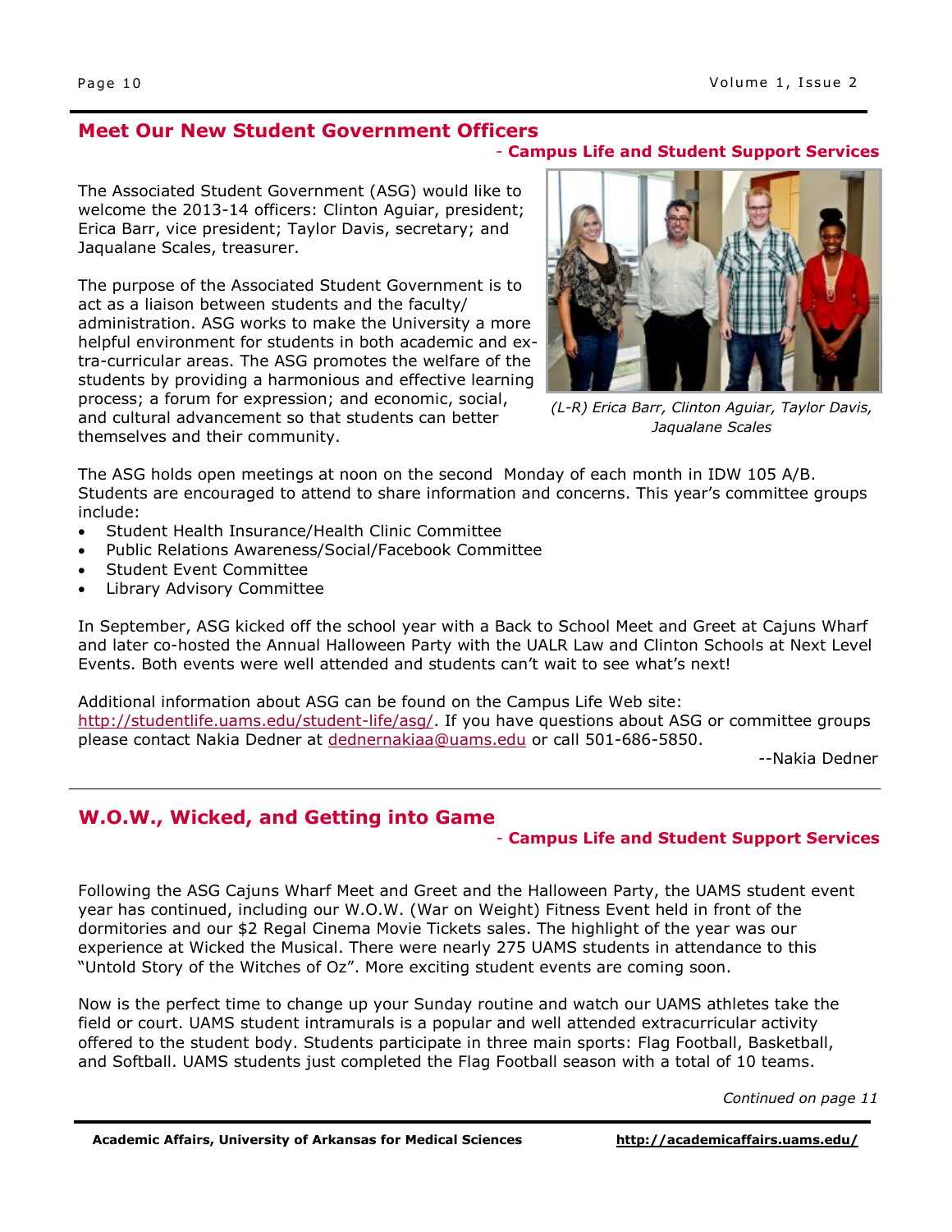## Meet Our New Student Government Officers

**- Campus Life and Student Support Services**

The Associated Student Government (ASG) would like to welcome the 2013-14 officers: Clinton Aguiar, president; Erica Barr, vice president; Taylor Davis, secretary; and Jaqualane Scales, treasurer.

The purpose of the Associated Student Government is to act as a liaison between students and the faculty/administration. ASG works to make the University a more helpful environment for students in both academic and extra-curricular areas. The ASG promotes the welfare of the students by providing a harmonious and effective learning process; a forum for expression; and economic, social, and cultural advancement so that students can better themselves and their community.

*(L-R) Erica Barr, Clinton Aguiar, Taylor Davis, Jaqualane Scales*

The ASG holds open meetings at noon on the second Monday of each month in IDW 105 A/B. Students are encouraged to attend to share information and concerns. This year's committee groups include:

- Student Health Insurance/Health Clinic Committee
- Public Relations Awareness/Social/Facebook Committee
- Student Event Committee
- Library Advisory Committee

In September, ASG kicked off the school year with a Back to School Meet and Greet at Cajuns Wharf and later co-hosted the Annual Halloween Party with the UALR Law and Clinton Schools at Next Level Events. Both events were well attended and students can't wait to see what's next!

Additional information about ASG can be found on the Campus Life Web site: http://studentlife.uams.edu/student-life/asg/. If you have questions about ASG or committee groups please contact Nakia Dedner at dednernakiaa@uams.edu or call 501-686-5850.

--Nakia Dedner

## W.O.W., Wicked, and Getting into Game

**- Campus Life and Student Support Services**

Following the ASG Cajuns Wharf Meet and Greet and the Halloween Party, the UAMS student event year has continued, including our W.O.W. (War on Weight) Fitness Event held in front of the dormitories and our $2 Regal Cinema Movie Tickets sales. The highlight of the year was our experience at Wicked the Musical. There were nearly 275 UAMS students in attendance to this "Untold Story of the Witches of Oz". More exciting student events are coming soon.

Now is the perfect time to change up your Sunday routine and watch our UAMS athletes take the field or court. UAMS student intramurals is a popular and well attended extracurricular activity offered to the student body. Students participate in three main sports: Flag Football, Basketball, and Softball. UAMS students just completed the Flag Football season with a total of 10 teams.

*Continued on page 11*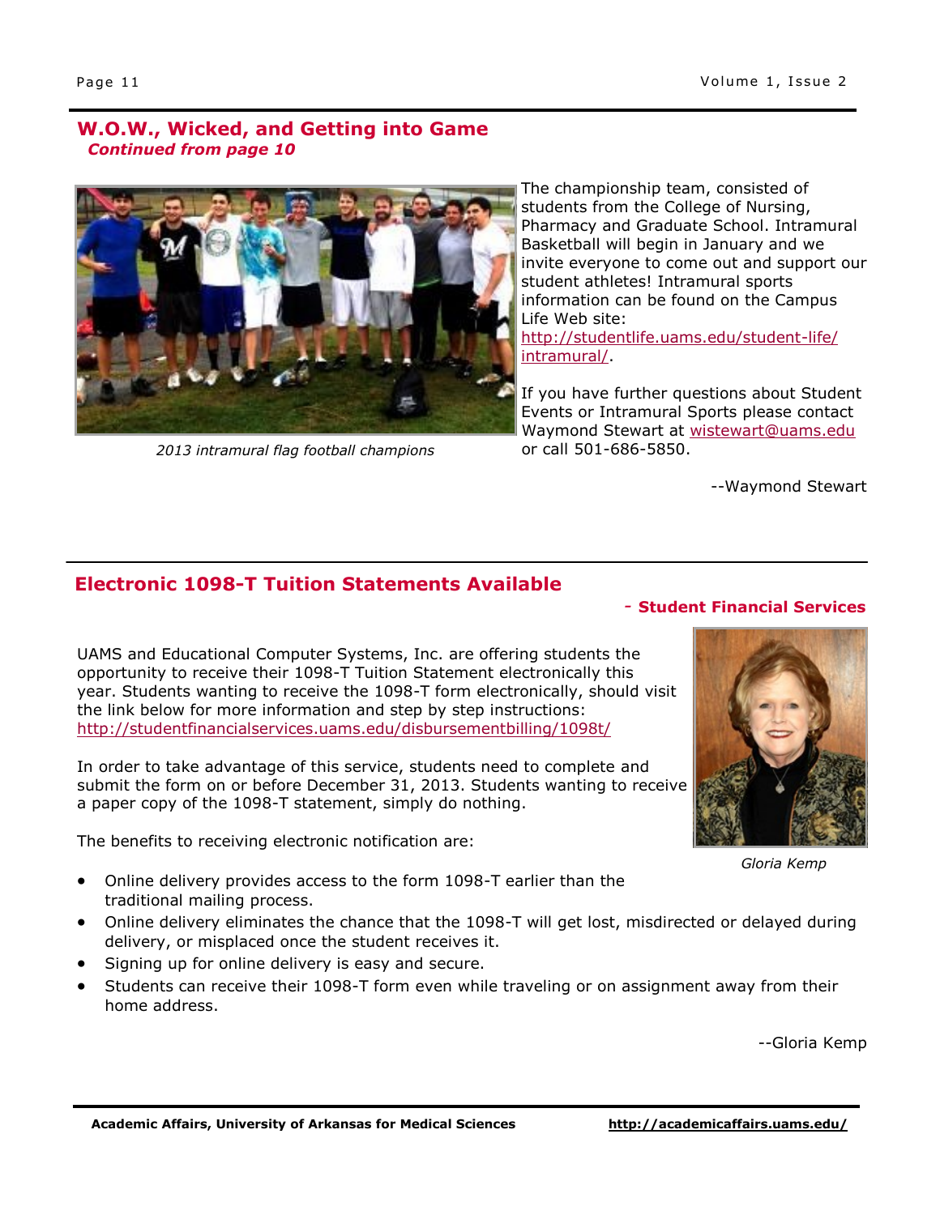## W.O.W., Wicked, and Getting into Game

***Continued from page 10***

*2013 intramural flag football champions*

The championship team, consisted of students from the College of Nursing, Pharmacy and Graduate School. Intramural Basketball will begin in January and we invite everyone to come out and support our student athletes! Intramural sports information can be found on the Campus Life Web site: http://studentlife.uams.edu/student-life/intramural/.

If you have further questions about Student Events or Intramural Sports please contact Waymond Stewart at wistewart@uams.edu or call 501-686-5850.

--Waymond Stewart

## Electronic 1098-T Tuition Statements Available

**- Student Financial Services**

UAMS and Educational Computer Systems, Inc. are offering students the opportunity to receive their 1098-T Tuition Statement electronically this year. Students wanting to receive the 1098-T form electronically, should visit the link below for more information and step by step instructions: http://studentfinancialservices.uams.edu/disbursementbilling/1098t/

In order to take advantage of this service, students need to complete and submit the form on or before December 31, 2013. Students wanting to receive a paper copy of the 1098-T statement, simply do nothing.

*Gloria Kemp*

The benefits to receiving electronic notification are:

- Online delivery provides access to the form 1098-T earlier than the traditional mailing process.
- Online delivery eliminates the chance that the 1098-T will get lost, misdirected or delayed during delivery, or misplaced once the student receives it.
- Signing up for online delivery is easy and secure.
- Students can receive their 1098-T form even while traveling or on assignment away from their home address.

--Gloria Kemp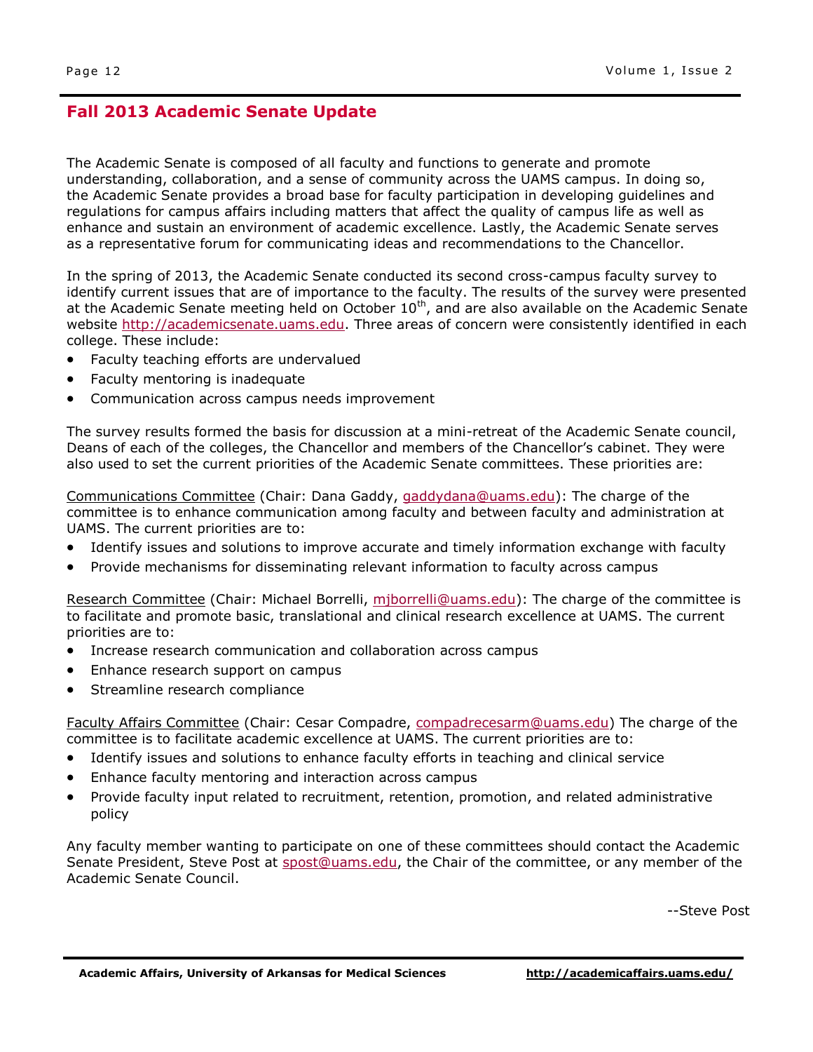## Fall 2013 Academic Senate Update

The Academic Senate is composed of all faculty and functions to generate and promote understanding, collaboration, and a sense of community across the UAMS campus. In doing so, the Academic Senate provides a broad base for faculty participation in developing guidelines and regulations for campus affairs including matters that affect the quality of campus life as well as enhance and sustain an environment of academic excellence. Lastly, the Academic Senate serves as a representative forum for communicating ideas and recommendations to the Chancellor.

In the spring of 2013, the Academic Senate conducted its second cross-campus faculty survey to identify current issues that are of importance to the faculty. The results of the survey were presented at the Academic Senate meeting held on October 10th, and are also available on the Academic Senate website http://academicsenate.uams.edu. Three areas of concern were consistently identified in each college. These include:

- Faculty teaching efforts are undervalued
- Faculty mentoring is inadequate
- Communication across campus needs improvement

The survey results formed the basis for discussion at a mini-retreat of the Academic Senate council, Deans of each of the colleges, the Chancellor and members of the Chancellor's cabinet. They were also used to set the current priorities of the Academic Senate committees. These priorities are:

Communications Committee (Chair: Dana Gaddy, gaddydana@uams.edu): The charge of the committee is to enhance communication among faculty and between faculty and administration at UAMS. The current priorities are to:

- Identify issues and solutions to improve accurate and timely information exchange with faculty
- Provide mechanisms for disseminating relevant information to faculty across campus

Research Committee (Chair: Michael Borrelli, mjborrelli@uams.edu): The charge of the committee is to facilitate and promote basic, translational and clinical research excellence at UAMS. The current priorities are to:

- Increase research communication and collaboration across campus
- Enhance research support on campus
- Streamline research compliance

Faculty Affairs Committee (Chair: Cesar Compadre, compadrecesarm@uams.edu) The charge of the committee is to facilitate academic excellence at UAMS. The current priorities are to:

- Identify issues and solutions to enhance faculty efforts in teaching and clinical service
- Enhance faculty mentoring and interaction across campus
- Provide faculty input related to recruitment, retention, promotion, and related administrative policy

Any faculty member wanting to participate on one of these committees should contact the Academic Senate President, Steve Post at spost@uams.edu, the Chair of the committee, or any member of the Academic Senate Council.

--Steve Post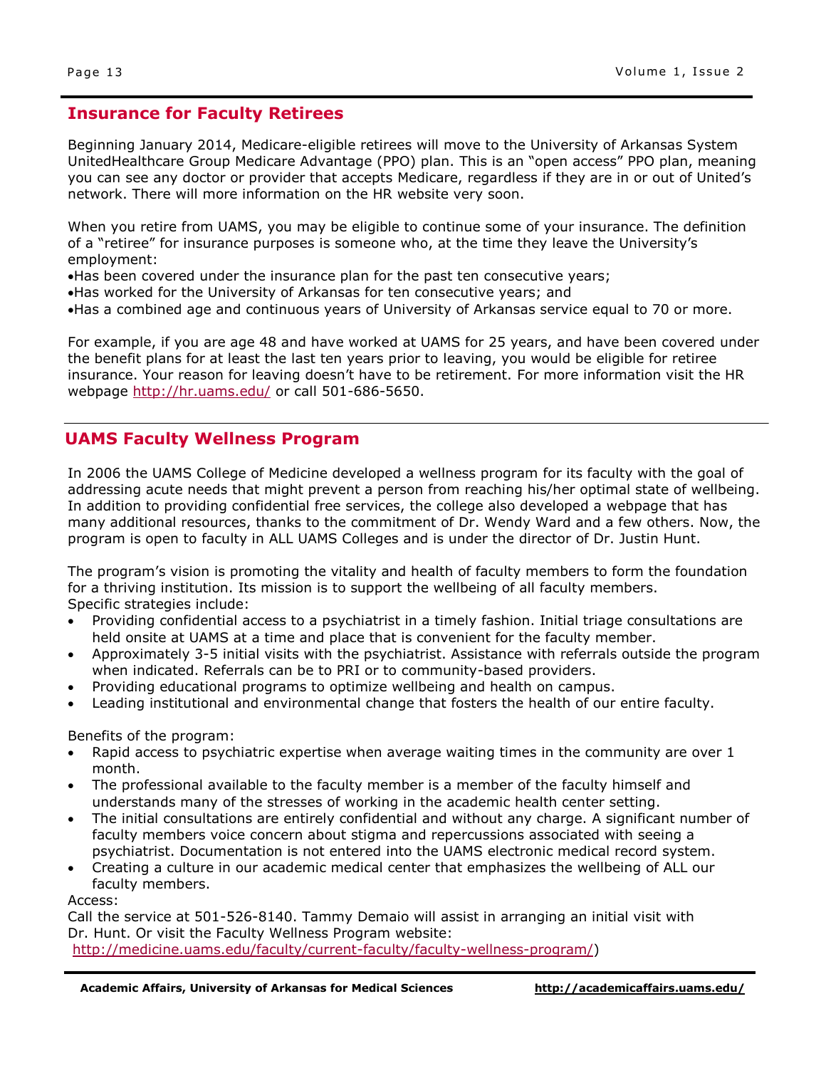## Insurance for Faculty Retirees

Beginning January 2014, Medicare-eligible retirees will move to the University of Arkansas System UnitedHealthcare Group Medicare Advantage (PPO) plan. This is an "open access" PPO plan, meaning you can see any doctor or provider that accepts Medicare, regardless if they are in or out of United's network. There will more information on the HR website very soon.

When you retire from UAMS, you may be eligible to continue some of your insurance. The definition of a "retiree" for insurance purposes is someone who, at the time they leave the University's employment:

- Has been covered under the insurance plan for the past ten consecutive years;
- Has worked for the University of Arkansas for ten consecutive years; and
- Has a combined age and continuous years of University of Arkansas service equal to 70 or more.

For example, if you are age 48 and have worked at UAMS for 25 years, and have been covered under the benefit plans for at least the last ten years prior to leaving, you would be eligible for retiree insurance. Your reason for leaving doesn't have to be retirement. For more information visit the HR webpage http://hr.uams.edu/ or call 501-686-5650.

## UAMS Faculty Wellness Program

In 2006 the UAMS College of Medicine developed a wellness program for its faculty with the goal of addressing acute needs that might prevent a person from reaching his/her optimal state of wellbeing. In addition to providing confidential free services, the college also developed a webpage that has many additional resources, thanks to the commitment of Dr. Wendy Ward and a few others. Now, the program is open to faculty in ALL UAMS Colleges and is under the director of Dr. Justin Hunt.

The program's vision is promoting the vitality and health of faculty members to form the foundation for a thriving institution. Its mission is to support the wellbeing of all faculty members.
Specific strategies include:

- Providing confidential access to a psychiatrist in a timely fashion. Initial triage consultations are held onsite at UAMS at a time and place that is convenient for the faculty member.
- Approximately 3-5 initial visits with the psychiatrist. Assistance with referrals outside the program when indicated. Referrals can be to PRI or to community-based providers.
- Providing educational programs to optimize wellbeing and health on campus.
- Leading institutional and environmental change that fosters the health of our entire faculty.

Benefits of the program:

- Rapid access to psychiatric expertise when average waiting times in the community are over 1 month.
- The professional available to the faculty member is a member of the faculty himself and understands many of the stresses of working in the academic health center setting.
- The initial consultations are entirely confidential and without any charge. A significant number of faculty members voice concern about stigma and repercussions associated with seeing a psychiatrist. Documentation is not entered into the UAMS electronic medical record system.
- Creating a culture in our academic medical center that emphasizes the wellbeing of ALL our faculty members.

Access:
Call the service at 501-526-8140. Tammy Demaio will assist in arranging an initial visit with Dr. Hunt. Or visit the Faculty Wellness Program website:
http://medicine.uams.edu/faculty/current-faculty/faculty-wellness-program/)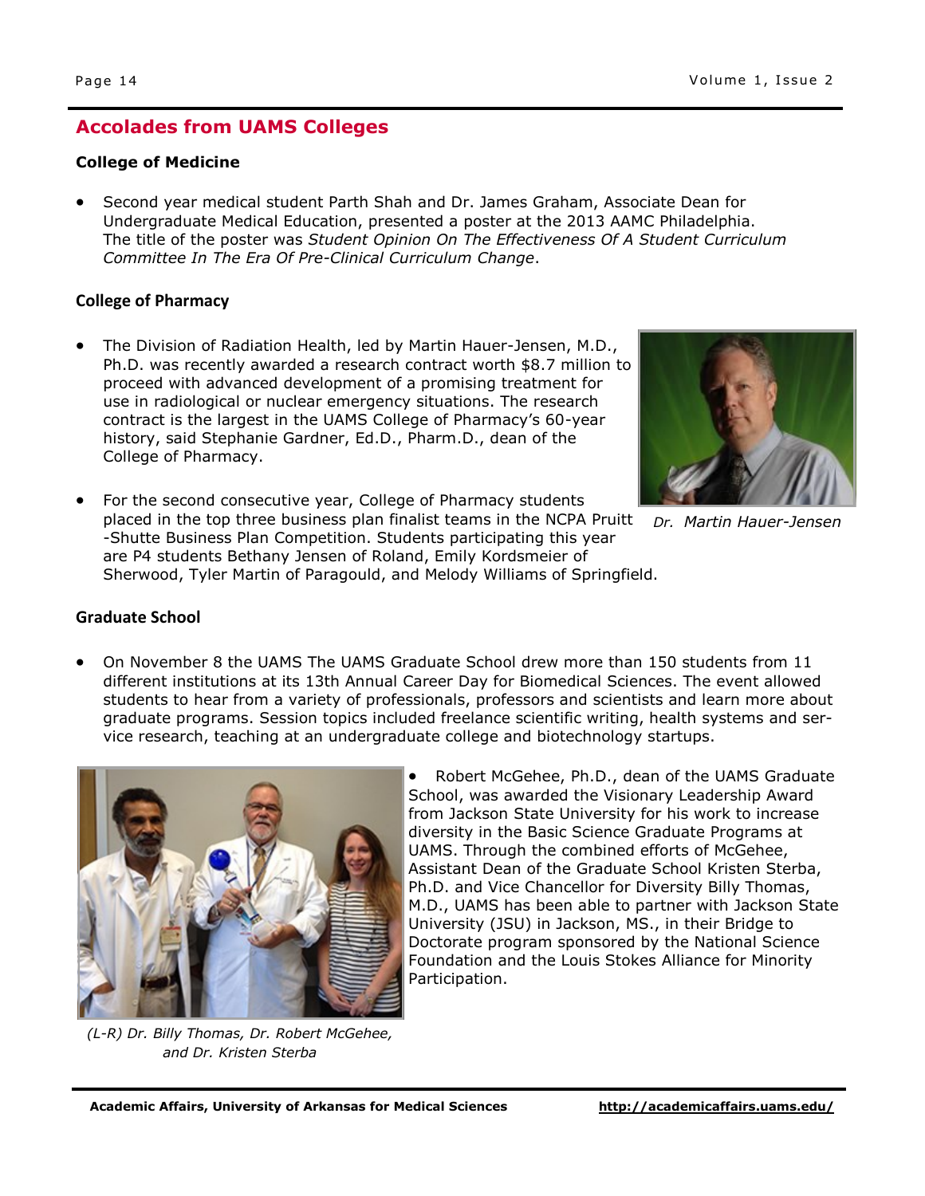## Accolades from UAMS Colleges

### College of Medicine

- Second year medical student Parth Shah and Dr. James Graham, Associate Dean for Undergraduate Medical Education, presented a poster at the 2013 AAMC Philadelphia. The title of the poster was *Student Opinion On The Effectiveness Of A Student Curriculum Committee In The Era Of Pre-Clinical Curriculum Change*.

### College of Pharmacy

- The Division of Radiation Health, led by Martin Hauer-Jensen, M.D., Ph.D. was recently awarded a research contract worth $8.7 million to proceed with advanced development of a promising treatment for use in radiological or nuclear emergency situations. The research contract is the largest in the UAMS College of Pharmacy's 60-year history, said Stephanie Gardner, Ed.D., Pharm.D., dean of the College of Pharmacy.

*Dr. Martin Hauer-Jensen*

- For the second consecutive year, College of Pharmacy students placed in the top three business plan finalist teams in the NCPA Pruitt-Shutte Business Plan Competition. Students participating this year are P4 students Bethany Jensen of Roland, Emily Kordsmeier of Sherwood, Tyler Martin of Paragould, and Melody Williams of Springfield.

### Graduate School

- On November 8 the UAMS The UAMS Graduate School drew more than 150 students from 11 different institutions at its 13th Annual Career Day for Biomedical Sciences. The event allowed students to hear from a variety of professionals, professors and scientists and learn more about graduate programs. Session topics included freelance scientific writing, health systems and service research, teaching at an undergraduate college and biotechnology startups.

- Robert McGehee, Ph.D., dean of the UAMS Graduate School, was awarded the Visionary Leadership Award from Jackson State University for his work to increase diversity in the Basic Science Graduate Programs at UAMS. Through the combined efforts of McGehee, Assistant Dean of the Graduate School Kristen Sterba, Ph.D. and Vice Chancellor for Diversity Billy Thomas, M.D., UAMS has been able to partner with Jackson State University (JSU) in Jackson, MS., in their Bridge to Doctorate program sponsored by the National Science Foundation and the Louis Stokes Alliance for Minority Participation.

*(L-R) Dr. Billy Thomas, Dr. Robert McGehee, and Dr. Kristen Sterba*